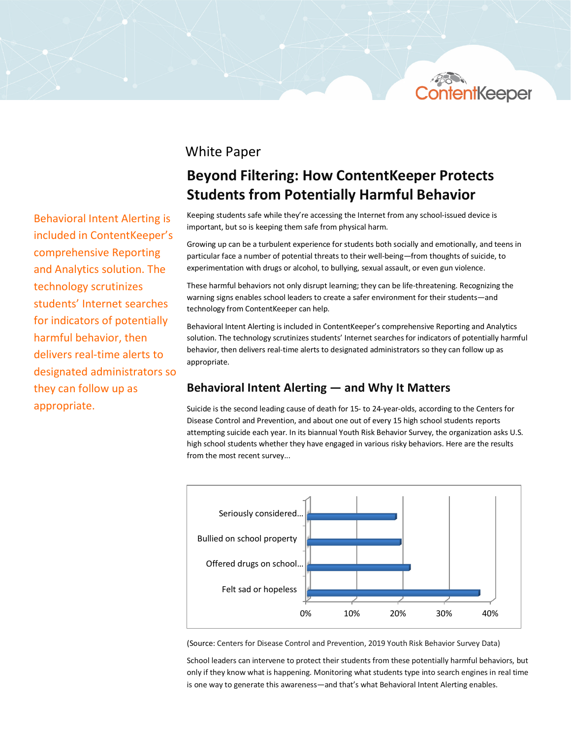White Paper

# Beyond Filtering: How ContentKeeper Protects Students from Potentially Harmful Behavior

Behavioral Intent Alerting is included in ContentKeeper's comprehensive Reporting and Analytics solution. The technology scrutinizes students' Internet searches for indicators of potentially harmful behavior, then delivers real-time alerts to designated administrators so they can follow up as appropriate.

Keeping students safe while they're accessing the Internet from any school-issued device is important, but so is keeping them safe from physical harm.

Growing up can be a turbulent experience for students both socially and emotionally, and teens in particular face a number of potential threats to their well-being—from thoughts of suicide, to experimentation with drugs or alcohol, to bullying, sexual assault, or even gun violence.

These harmful behaviors not only disrupt learning; they can be life-threatening. Recognizing the warning signs enables school leaders to create a safer environment for their students—and technology from ContentKeeper can help.

Behavioral Intent Alerting is included in ContentKeeper's comprehensive Reporting and Analytics solution. The technology scrutinizes students' Internet searches for indicators of potentially harmful behavior, then delivers real-time alerts to designated administrators so they can follow up as appropriate.

## Behavioral Intent Alerting — and Why It Matters

Suicide is the second leading cause of death for 15- to 24-year-olds, according to the Centers for Disease Control and Prevention, and about one out of every 15 high school students reports attempting suicide each year. In its biannual Youth Risk Behavior Survey, the organization asks U.S. high school students whether they have engaged in various risky behaviors. Here are the results from the most recent survey...

| Behavior | Approx. % |
|---|---|
| Seriously considered... | ~19% |
| Bullied on school property | ~20% |
| Offered drugs on school... | ~22% |
| Felt sad or hopeless | ~37% |

(Source: Centers for Disease Control and Prevention, 2019 Youth Risk Behavior Survey Data)

School leaders can intervene to protect their students from these potentially harmful behaviors, but only if they know what is happening. Monitoring what students type into search engines in real time is one way to generate this awareness—and that's what Behavioral Intent Alerting enables.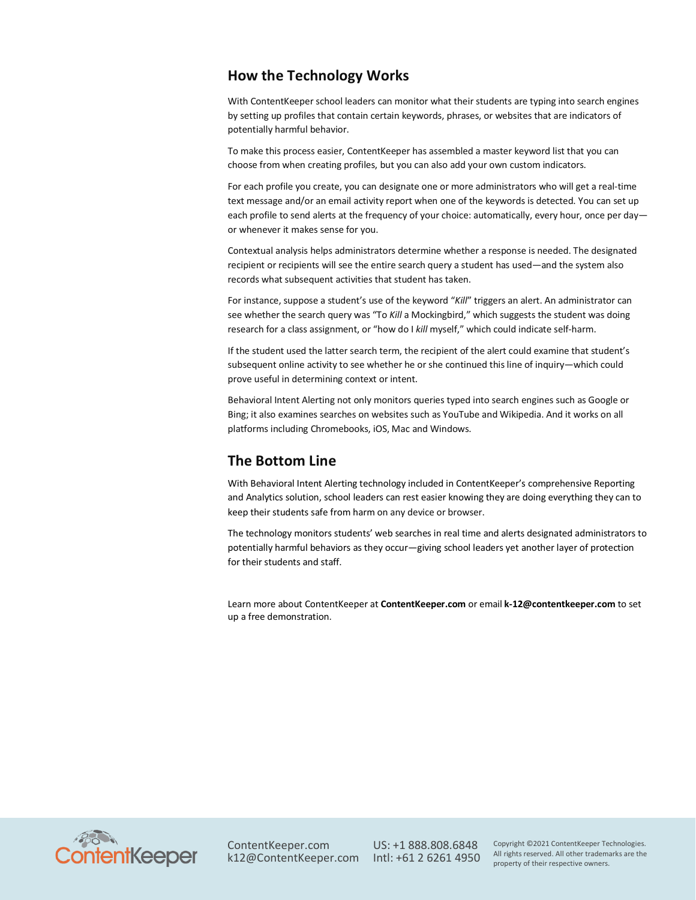## How the Technology Works

With ContentKeeper school leaders can monitor what their students are typing into search engines by setting up profiles that contain certain keywords, phrases, or websites that are indicators of potentially harmful behavior.

To make this process easier, ContentKeeper has assembled a master keyword list that you can choose from when creating profiles, but you can also add your own custom indicators.

For each profile you create, you can designate one or more administrators who will get a real-time text message and/or an email activity report when one of the keywords is detected. You can set up each profile to send alerts at the frequency of your choice: automatically, every hour, once per day—or whenever it makes sense for you.

Contextual analysis helps administrators determine whether a response is needed. The designated recipient or recipients will see the entire search query a student has used—and the system also records what subsequent activities that student has taken.

For instance, suppose a student's use of the keyword "*Kill*" triggers an alert. An administrator can see whether the search query was "To *Kill* a Mockingbird," which suggests the student was doing research for a class assignment, or "how do I *kill* myself," which could indicate self-harm.

If the student used the latter search term, the recipient of the alert could examine that student's subsequent online activity to see whether he or she continued this line of inquiry—which could prove useful in determining context or intent.

Behavioral Intent Alerting not only monitors queries typed into search engines such as Google or Bing; it also examines searches on websites such as YouTube and Wikipedia. And it works on all platforms including Chromebooks, iOS, Mac and Windows.

## The Bottom Line

With Behavioral Intent Alerting technology included in ContentKeeper's comprehensive Reporting and Analytics solution, school leaders can rest easier knowing they are doing everything they can to keep their students safe from harm on any device or browser.

The technology monitors students' web searches in real time and alerts designated administrators to potentially harmful behaviors as they occur—giving school leaders yet another layer of protection for their students and staff.

Learn more about ContentKeeper at **ContentKeeper.com** or email **k-12@contentkeeper.com** to set up a free demonstration.

ContentKeeper.com
k12@ContentKeeper.com

US: +1 888.808.6848
Intl: +61 2 6261 4950

Copyright ©2021 ContentKeeper Technologies. All rights reserved. All other trademarks are the property of their respective owners.